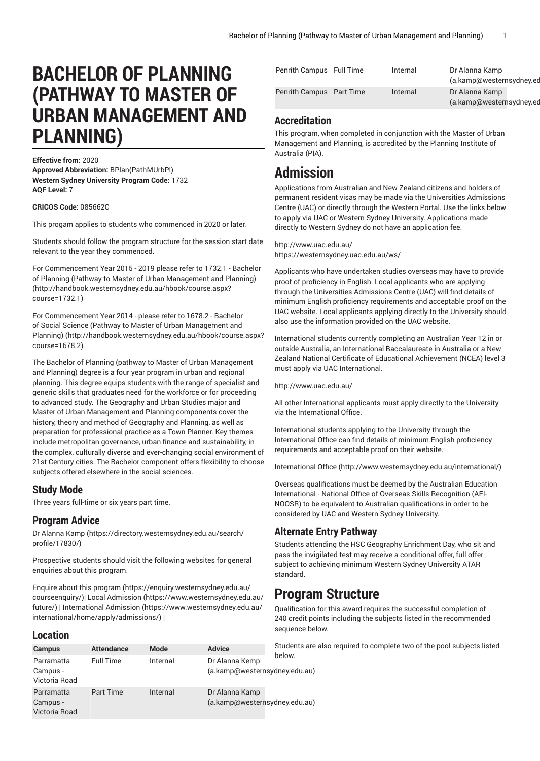# BACHELOR OF PLANNING (PATHWAY TO MASTER OF URBAN MANAGEMENT AND PLANNING)

**Effective from:** 2020
**Approved Abbreviation:** BPlan(PathMUrbPl)
**Western Sydney University Program Code:** 1732
**AQF Level:** 7

**CRICOS Code:** 085662C

This progam applies to students who commenced in 2020 or later.

Students should follow the program structure for the session start date relevant to the year they commenced.

For Commencement Year 2015 - 2019 please refer to 1732.1 - Bachelor of Planning (Pathway to Master of Urban Management and Planning) (http://handbook.westernsydney.edu.au/hbook/course.aspx?course=1732.1)

For Commencement Year 2014 - please refer to 1678.2 - Bachelor of Social Science (Pathway to Master of Urban Management and Planning) (http://handbook.westernsydney.edu.au/hbook/course.aspx?course=1678.2)

The Bachelor of Planning (pathway to Master of Urban Management and Planning) degree is a four year program in urban and regional planning. This degree equips students with the range of specialist and generic skills that graduates need for the workforce or for proceeding to advanced study. The Geography and Urban Studies major and Master of Urban Management and Planning components cover the history, theory and method of Geography and Planning, as well as preparation for professional practice as a Town Planner. Key themes include metropolitan governance, urban finance and sustainability, in the complex, culturally diverse and ever-changing social environment of 21st Century cities. The Bachelor component offers flexibility to choose subjects offered elsewhere in the social sciences.

## Study Mode

Three years full-time or six years part time.

## Program Advice

Dr Alanna Kamp (https://directory.westernsydney.edu.au/search/profile/17830/)

Prospective students should visit the following websites for general enquiries about this program.

Enquire about this program (https://enquiry.westernsydney.edu.au/courseenquiry/)| Local Admission (https://www.westernsydney.edu.au/future/) | International Admission (https://www.westernsydney.edu.au/international/home/apply/admissions/) |

## Location

| Campus | Attendance | Mode | Advice |
|---|---|---|---|
| Parramatta Campus - Victoria Road | Full Time | Internal | Dr Alanna Kemp (a.kamp@westernsydney.edu.au) |
| Parramatta Campus - Victoria Road | Part Time | Internal | Dr Alanna Kemp (a.kamp@westernsydney.edu.au) |
| Penrith Campus | Full Time | Internal | Dr Alanna Kamp (a.kamp@westernsydney.ed |
| Penrith Campus | Part Time | Internal | Dr Alanna Kamp (a.kamp@westernsydney.ed |

## Accreditation

This program, when completed in conjunction with the Master of Urban Management and Planning, is accredited by the Planning Institute of Australia (PIA).

# Admission

Applications from Australian and New Zealand citizens and holders of permanent resident visas may be made via the Universities Admissions Centre (UAC) or directly through the Western Portal. Use the links below to apply via UAC or Western Sydney University. Applications made directly to Western Sydney do not have an application fee.

http://www.uac.edu.au/
https://westernsydney.uac.edu.au/ws/

Applicants who have undertaken studies overseas may have to provide proof of proficiency in English. Local applicants who are applying through the Universities Admissions Centre (UAC) will find details of minimum English proficiency requirements and acceptable proof on the UAC website. Local applicants applying directly to the University should also use the information provided on the UAC website.

International students currently completing an Australian Year 12 in or outside Australia, an International Baccalaureate in Australia or a New Zealand National Certificate of Educational Achievement (NCEA) level 3 must apply via UAC International.

http://www.uac.edu.au/

All other International applicants must apply directly to the University via the International Office.

International students applying to the University through the International Office can find details of minimum English proficiency requirements and acceptable proof on their website.

International Office (http://www.westernsydney.edu.au/international/)

Overseas qualifications must be deemed by the Australian Education International - National Office of Overseas Skills Recognition (AEI-NOOSR) to be equivalent to Australian qualifications in order to be considered by UAC and Western Sydney University.

## Alternate Entry Pathway

Students attending the HSC Geography Enrichment Day, who sit and pass the invigilated test may receive a conditional offer, full offer subject to achieving minimum Western Sydney University ATAR standard.

# Program Structure

Qualification for this award requires the successful completion of 240 credit points including the subjects listed in the recommended sequence below.

Students are also required to complete two of the pool subjects listed below.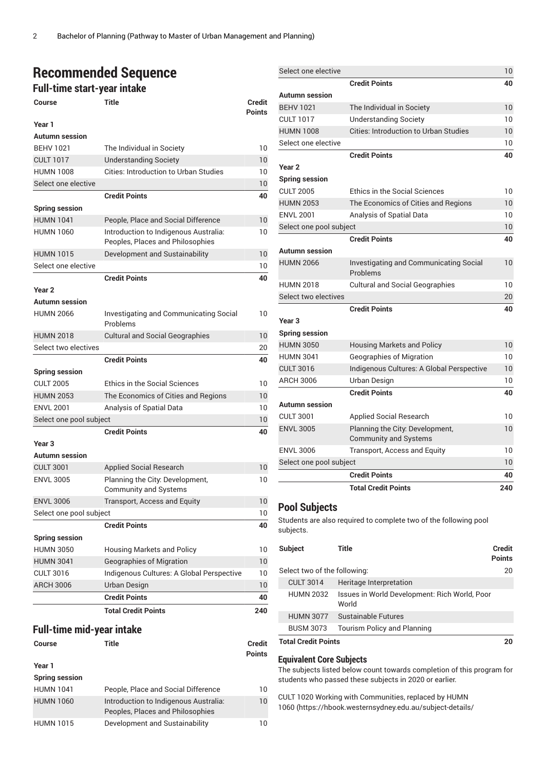# Recommended Sequence

## Full-time start-year intake

| Course | Title | Credit Points |
|---|---|---|
| **Year 1** | | |
| **Autumn session** | | |
| BEHV 1021 | The Individual in Society | 10 |
| CULT 1017 | Understanding Society | 10 |
| HUMN 1008 | Cities: Introduction to Urban Studies | 10 |
| Select one elective | | 10 |
| | **Credit Points** | **40** |
| **Spring session** | | |
| HUMN 1041 | People, Place and Social Difference | 10 |
| HUMN 1060 | Introduction to Indigenous Australia: Peoples, Places and Philosophies | 10 |
| HUMN 1015 | Development and Sustainability | 10 |
| Select one elective | | 10 |
| | **Credit Points** | **40** |
| **Year 2** | | |
| **Autumn session** | | |
| HUMN 2066 | Investigating and Communicating Social Problems | 10 |
| HUMN 2018 | Cultural and Social Geographies | 10 |
| Select two electives | | 20 |
| | **Credit Points** | **40** |
| **Spring session** | | |
| CULT 2005 | Ethics in the Social Sciences | 10 |
| HUMN 2053 | The Economics of Cities and Regions | 10 |
| ENVL 2001 | Analysis of Spatial Data | 10 |
| Select one pool subject | | 10 |
| | **Credit Points** | **40** |
| **Year 3** | | |
| **Autumn session** | | |
| CULT 3001 | Applied Social Research | 10 |
| ENVL 3005 | Planning the City: Development, Community and Systems | 10 |
| ENVL 3006 | Transport, Access and Equity | 10 |
| Select one pool subject | | 10 |
| | **Credit Points** | **40** |
| **Spring session** | | |
| HUMN 3050 | Housing Markets and Policy | 10 |
| HUMN 3041 | Geographies of Migration | 10 |
| CULT 3016 | Indigenous Cultures: A Global Perspective | 10 |
| ARCH 3006 | Urban Design | 10 |
| | **Credit Points** | **40** |
| | **Total Credit Points** | **240** |

## Full-time mid-year intake

| Course | Title | Credit Points |
|---|---|---|
| **Year 1** | | |
| **Spring session** | | |
| HUMN 1041 | People, Place and Social Difference | 10 |
| HUMN 1060 | Introduction to Indigenous Australia: Peoples, Places and Philosophies | 10 |
| HUMN 1015 | Development and Sustainability | 10 |
| Select one elective | | 10 |
| | **Credit Points** | **40** |
| **Autumn session** | | |
| BEHV 1021 | The Individual in Society | 10 |
| CULT 1017 | Understanding Society | 10 |
| HUMN 1008 | Cities: Introduction to Urban Studies | 10 |
| Select one elective | | 10 |
| | **Credit Points** | **40** |
| **Year 2** | | |
| **Spring session** | | |
| CULT 2005 | Ethics in the Social Sciences | 10 |
| HUMN 2053 | The Economics of Cities and Regions | 10 |
| ENVL 2001 | Analysis of Spatial Data | 10 |
| Select one pool subject | | 10 |
| | **Credit Points** | **40** |
| **Autumn session** | | |
| HUMN 2066 | Investigating and Communicating Social Problems | 10 |
| HUMN 2018 | Cultural and Social Geographies | 10 |
| Select two electives | | 20 |
| | **Credit Points** | **40** |
| **Year 3** | | |
| **Spring session** | | |
| HUMN 3050 | Housing Markets and Policy | 10 |
| HUMN 3041 | Geographies of Migration | 10 |
| CULT 3016 | Indigenous Cultures: A Global Perspective | 10 |
| ARCH 3006 | Urban Design | 10 |
| | **Credit Points** | **40** |
| **Autumn session** | | |
| CULT 3001 | Applied Social Research | 10 |
| ENVL 3005 | Planning the City: Development, Community and Systems | 10 |
| ENVL 3006 | Transport, Access and Equity | 10 |
| Select one pool subject | | 10 |
| | **Credit Points** | **40** |
| | **Total Credit Points** | **240** |

## Pool Subjects

Students are also required to complete two of the following pool subjects.

| Subject | Title | Credit Points |
|---|---|---|
| Select two of the following: | | 20 |
| CULT 3014 | Heritage Interpretation | |
| HUMN 2032 | Issues in World Development: Rich World, Poor World | |
| HUMN 3077 | Sustainable Futures | |
| BUSM 3073 | Tourism Policy and Planning | |
| **Total Credit Points** | | **20** |

### Equivalent Core Subjects

The subjects listed below count towards completion of this program for students who passed these subjects in 2020 or earlier.

CULT 1020 Working with Communities, replaced by HUMN 1060 (https://hbook.westernsydney.edu.au/subject-details/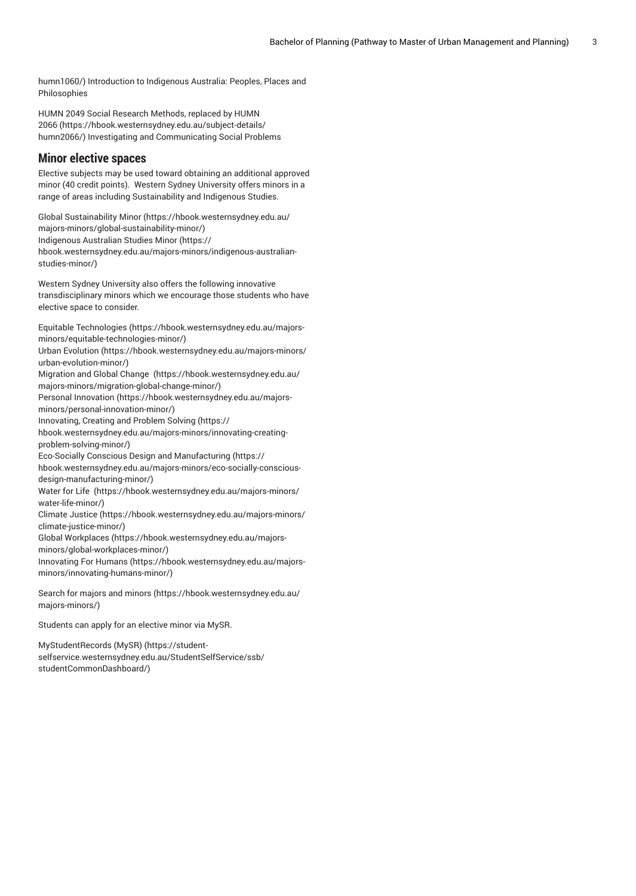humn1060/) Introduction to Indigenous Australia: Peoples, Places and Philosophies

HUMN 2049 Social Research Methods, replaced by HUMN 2066 (https://hbook.westernsydney.edu.au/subject-details/humn2066/) Investigating and Communicating Social Problems

## Minor elective spaces

Elective subjects may be used toward obtaining an additional approved minor (40 credit points). Western Sydney University offers minors in a range of areas including Sustainability and Indigenous Studies.

Global Sustainability Minor (https://hbook.westernsydney.edu.au/majors-minors/global-sustainability-minor/)
Indigenous Australian Studies Minor (https://hbook.westernsydney.edu.au/majors-minors/indigenous-australian-studies-minor/)

Western Sydney University also offers the following innovative transdisciplinary minors which we encourage those students who have elective space to consider.

Equitable Technologies (https://hbook.westernsydney.edu.au/majors-minors/equitable-technologies-minor/)
Urban Evolution (https://hbook.westernsydney.edu.au/majors-minors/urban-evolution-minor/)
Migration and Global Change (https://hbook.westernsydney.edu.au/majors-minors/migration-global-change-minor/)
Personal Innovation (https://hbook.westernsydney.edu.au/majors-minors/personal-innovation-minor/)
Innovating, Creating and Problem Solving (https://hbook.westernsydney.edu.au/majors-minors/innovating-creating-problem-solving-minor/)
Eco-Socially Conscious Design and Manufacturing (https://hbook.westernsydney.edu.au/majors-minors/eco-socially-conscious-design-manufacturing-minor/)
Water for Life (https://hbook.westernsydney.edu.au/majors-minors/water-life-minor/)
Climate Justice (https://hbook.westernsydney.edu.au/majors-minors/climate-justice-minor/)
Global Workplaces (https://hbook.westernsydney.edu.au/majors-minors/global-workplaces-minor/)
Innovating For Humans (https://hbook.westernsydney.edu.au/majors-minors/innovating-humans-minor/)

Search for majors and minors (https://hbook.westernsydney.edu.au/majors-minors/)

Students can apply for an elective minor via MySR.

MyStudentRecords (MySR) (https://student-selfservice.westernsydney.edu.au/StudentSelfService/ssb/studentCommonDashboard/)